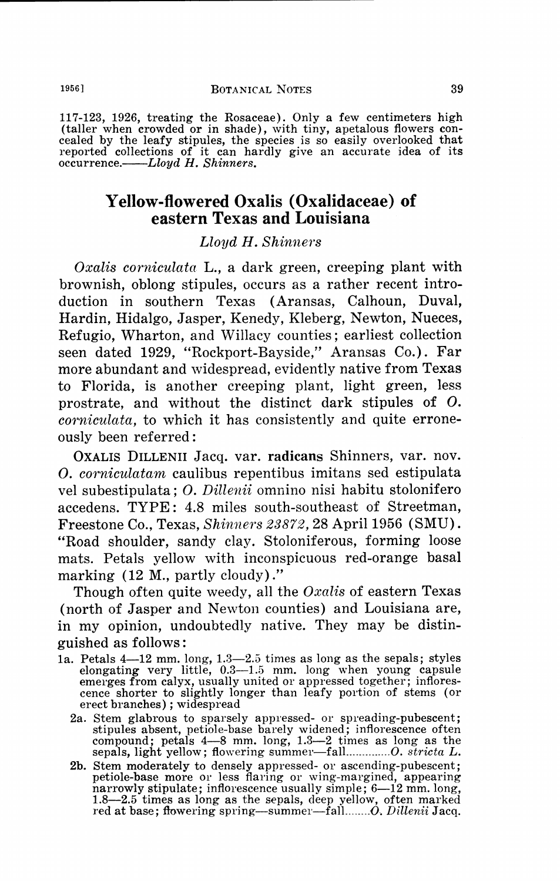117-123, 1926, treating the Rosaceae). Only a few centimeters high (taller when crowded or in shade), with tiny, apetalous flowers concealed by the leafy stipules, the species is so easily overlooked that reported collections of it can hardly give an accurate idea of its occurrence.——*Lloyd H. Shinners.*

## Yellow-flowered Oxalis (Oxalidaceae) of eastern Texas and Louisiana

*Lloyd H. Shinners*

*Oxalis corniculata* L., a dark green, creeping plant with brownish, oblong stipules, occurs as a rather recent introduction in southern Texas (Aransas, Calhoun, Duval, Hardin, Hidalgo, Jasper, Kenedy, Kleberg, Newton, Nueces, Refugio, Wharton, and Willacy counties; earliest collection seen dated 1929, "Rockport-Bayside," Aransas Co.). Far more abundant and widespread, evidently native from Texas to Florida, is another creeping plant, light green, less prostrate, and without the distinct dark stipules of *O. corniculata*, to which it has consistently and quite erroneously been referred:

OXALIS DILLENII Jacq. var. **radicans** Shinners, var. nov. *O. corniculatam* caulibus repentibus imitans sed estipulata vel subestipulata; *O. Dillenii* omnino nisi habitu stolonifero accedens. TYPE: 4.8 miles south-southeast of Streetman, Freestone Co., Texas, *Shinners 23872*, 28 April 1956 (SMU). "Road shoulder, sandy clay. Stoloniferous, forming loose mats. Petals yellow with inconspicuous red-orange basal marking (12 M., partly cloudy)."

Though often quite weedy, all the *Oxalis* of eastern Texas (north of Jasper and Newton counties) and Louisiana are, in my opinion, undoubtedly native. They may be distinguished as follows:

1a. Petals 4—12 mm. long, 1.3—2.5 times as long as the sepals; styles elongating very little, 0.3—1.5 mm. long when young capsule emerges from calyx, usually united or appressed together; inflorescence shorter to slightly longer than leafy portion of stems (or erect branches); widespread

2a. Stem glabrous to sparsely appressed- or spreading-pubescent; stipules absent, petiole-base barely widened; inflorescence often compound; petals 4—8 mm. long, 1.3—2 times as long as the sepals, light yellow; flowering summer—fall..............*O. stricta* L.

2b. Stem moderately to densely appressed- or ascending-pubescent; petiole-base more or less flaring or wing-margined, appearing narrowly stipulate; inflorescence usually simple; 6—12 mm. long, 1.8—2.5 times as long as the sepals, deep yellow, often marked red at base; flowering spring—summer—fall........*O. Dillenii* Jacq.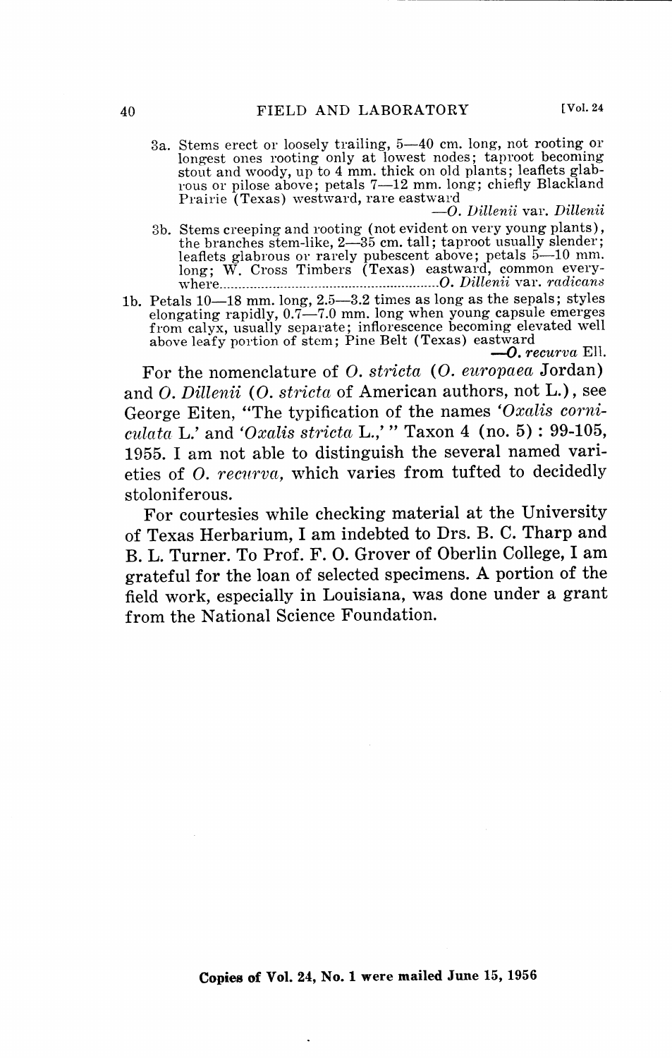3a. Stems erect or loosely trailing, 5—40 cm. long, not rooting or longest ones rooting only at lowest nodes; taproot becoming stout and woody, up to 4 mm. thick on old plants; leaflets glabrous or pilose above; petals 7—12 mm. long; chiefly Blackland Prairie (Texas) westward, rare eastward —*O. Dillenii* var. *Dillenii*

3b. Stems creeping and rooting (not evident on very young plants), the branches stem-like, 2—35 cm. tall; taproot usually slender; leaflets glabrous or rarely pubescent above; petals 5—10 mm. long; W. Cross Timbers (Texas) eastward, common everywhere............................................................*O. Dillenii* var. *radicans*

1b. Petals 10—18 mm. long, 2.5—3.2 times as long as the sepals; styles elongating rapidly, 0.7—7.0 mm. long when young capsule emerges from calyx, usually separate; inflorescence becoming elevated well above leafy portion of stem; Pine Belt (Texas) eastward —***O. recurva*** Ell.

For the nomenclature of *O. stricta* (*O. europaea* Jordan) and *O. Dillenii* (*O. stricta* of American authors, not L.), see George Eiten, "The typification of the names *'Oxalis corniculata* L.' and *'Oxalis stricta* L.,'" Taxon 4 (no. 5): 99-105, 1955. I am not able to distinguish the several named varieties of *O. recurva*, which varies from tufted to decidedly stoloniferous.

For courtesies while checking material at the University of Texas Herbarium, I am indebted to Drs. B. C. Tharp and B. L. Turner. To Prof. F. O. Grover of Oberlin College, I am grateful for the loan of selected specimens. A portion of the field work, especially in Louisiana, was done under a grant from the National Science Foundation.

**Copies of Vol. 24, No. 1 were mailed June 15, 1956**